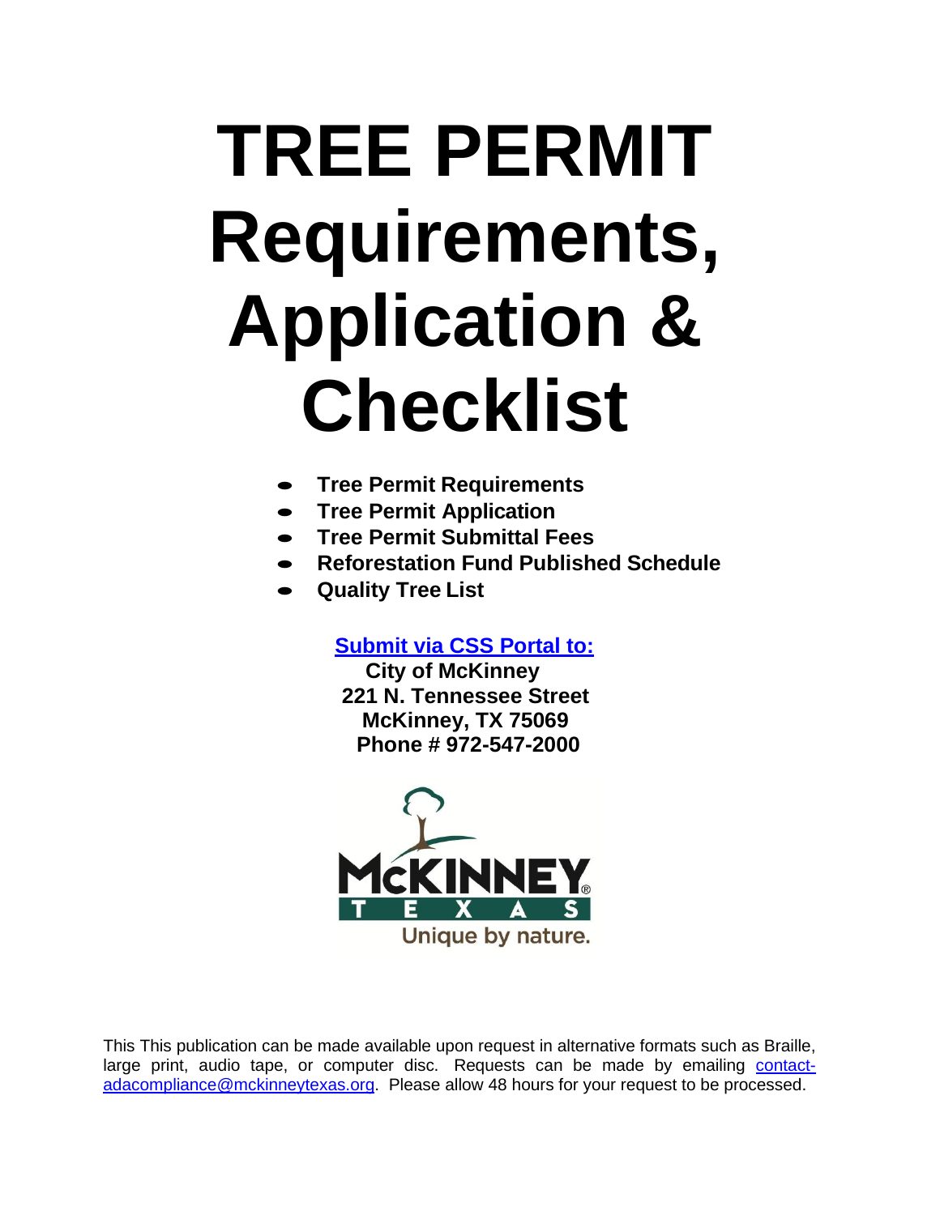# TREE PERMIT Requirements, Application & Checklist

- **Tree Permit Requirements**
- **Tree Permit Application**
- **Tree Permit Submittal Fees**
- **Reforestation Fund Published Schedule**
- **Quality Tree List**

**Submit via CSS Portal to:**

**City of McKinney**
**221 N. Tennessee Street**
**McKinney, TX 75069**
**Phone # 972-547-2000**

McKINNEY TEXAS
Unique by nature.

This This publication can be made available upon request in alternative formats such as Braille, large print, audio tape, or computer disc. Requests can be made by emailing contact-adacompliance@mckinneytexas.org. Please allow 48 hours for your request to be processed.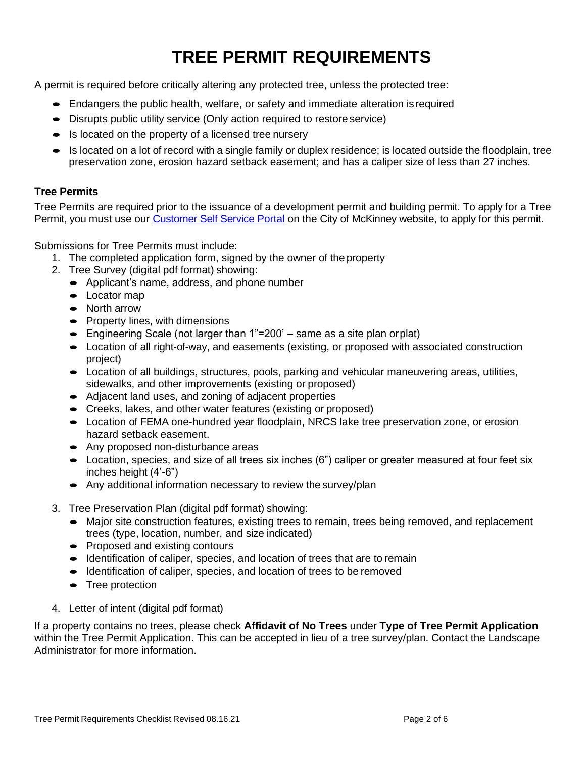# TREE PERMIT REQUIREMENTS

A permit is required before critically altering any protected tree, unless the protected tree:

- Endangers the public health, welfare, or safety and immediate alteration is required
- Disrupts public utility service (Only action required to restore service)
- Is located on the property of a licensed tree nursery
- Is located on a lot of record with a single family or duplex residence; is located outside the floodplain, tree preservation zone, erosion hazard setback easement; and has a caliper size of less than 27 inches.

### Tree Permits

Tree Permits are required prior to the issuance of a development permit and building permit. To apply for a Tree Permit, you must use our Customer Self Service Portal on the City of McKinney website, to apply for this permit.

Submissions for Tree Permits must include:

1. The completed application form, signed by the owner of the property
2. Tree Survey (digital pdf format) showing:
   - Applicant's name, address, and phone number
   - Locator map
   - North arrow
   - Property lines, with dimensions
   - Engineering Scale (not larger than 1"=200' – same as a site plan or plat)
   - Location of all right-of-way, and easements (existing, or proposed with associated construction project)
   - Location of all buildings, structures, pools, parking and vehicular maneuvering areas, utilities, sidewalks, and other improvements (existing or proposed)
   - Adjacent land uses, and zoning of adjacent properties
   - Creeks, lakes, and other water features (existing or proposed)
   - Location of FEMA one-hundred year floodplain, NRCS lake tree preservation zone, or erosion hazard setback easement.
   - Any proposed non-disturbance areas
   - Location, species, and size of all trees six inches (6") caliper or greater measured at four feet six inches height (4'-6")
   - Any additional information necessary to review the survey/plan
3. Tree Preservation Plan (digital pdf format) showing:
   - Major site construction features, existing trees to remain, trees being removed, and replacement trees (type, location, number, and size indicated)
   - Proposed and existing contours
   - Identification of caliper, species, and location of trees that are to remain
   - Identification of caliper, species, and location of trees to be removed
   - Tree protection
4. Letter of intent (digital pdf format)

If a property contains no trees, please check **Affidavit of No Trees** under **Type of Tree Permit Application** within the Tree Permit Application. This can be accepted in lieu of a tree survey/plan. Contact the Landscape Administrator for more information.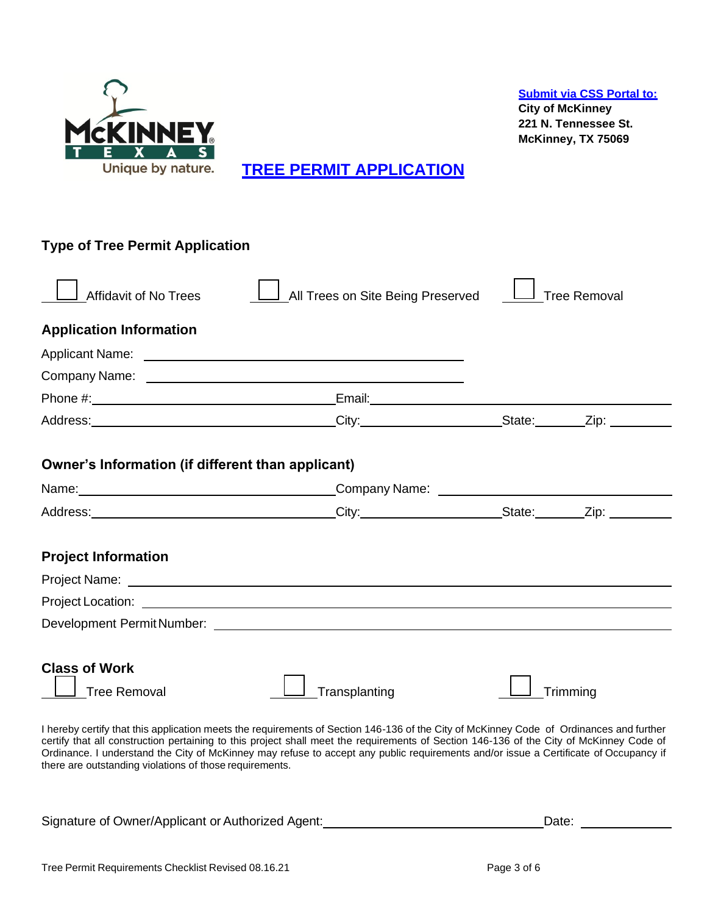**Submit via CSS Portal to:**
**City of McKinney**
**221 N. Tennessee St.**
**McKinney, TX 75069**

# TREE PERMIT APPLICATION

## Type of Tree Permit Application

☐ Affidavit of No Trees ☐ All Trees on Site Being Preserved ☐ Tree Removal

## Application Information

Applicant Name: ______________________________

Company Name: ______________________________

Phone #: ______________________________ Email: ______________________________

Address: ______________________________ City: ______________ State: ________ Zip: ________

## Owner's Information (if different than applicant)

Name: ______________________________ Company Name: ______________________________

Address: ______________________________ City: ______________ State: ________ Zip: ________

## Project Information

Project Name: ______________________________

Project Location: ______________________________

Development Permit Number: ______________________________

## Class of Work

☐ Tree Removal ☐ Transplanting ☐ Trimming

I hereby certify that this application meets the requirements of Section 146-136 of the City of McKinney Code of Ordinances and further certify that all construction pertaining to this project shall meet the requirements of Section 146-136 of the City of McKinney Code of Ordinance. I understand the City of McKinney may refuse to accept any public requirements and/or issue a Certificate of Occupancy if there are outstanding violations of those requirements.

Signature of Owner/Applicant or Authorized Agent: ______________________________ Date: ____________

Tree Permit Requirements Checklist Revised 08.16.21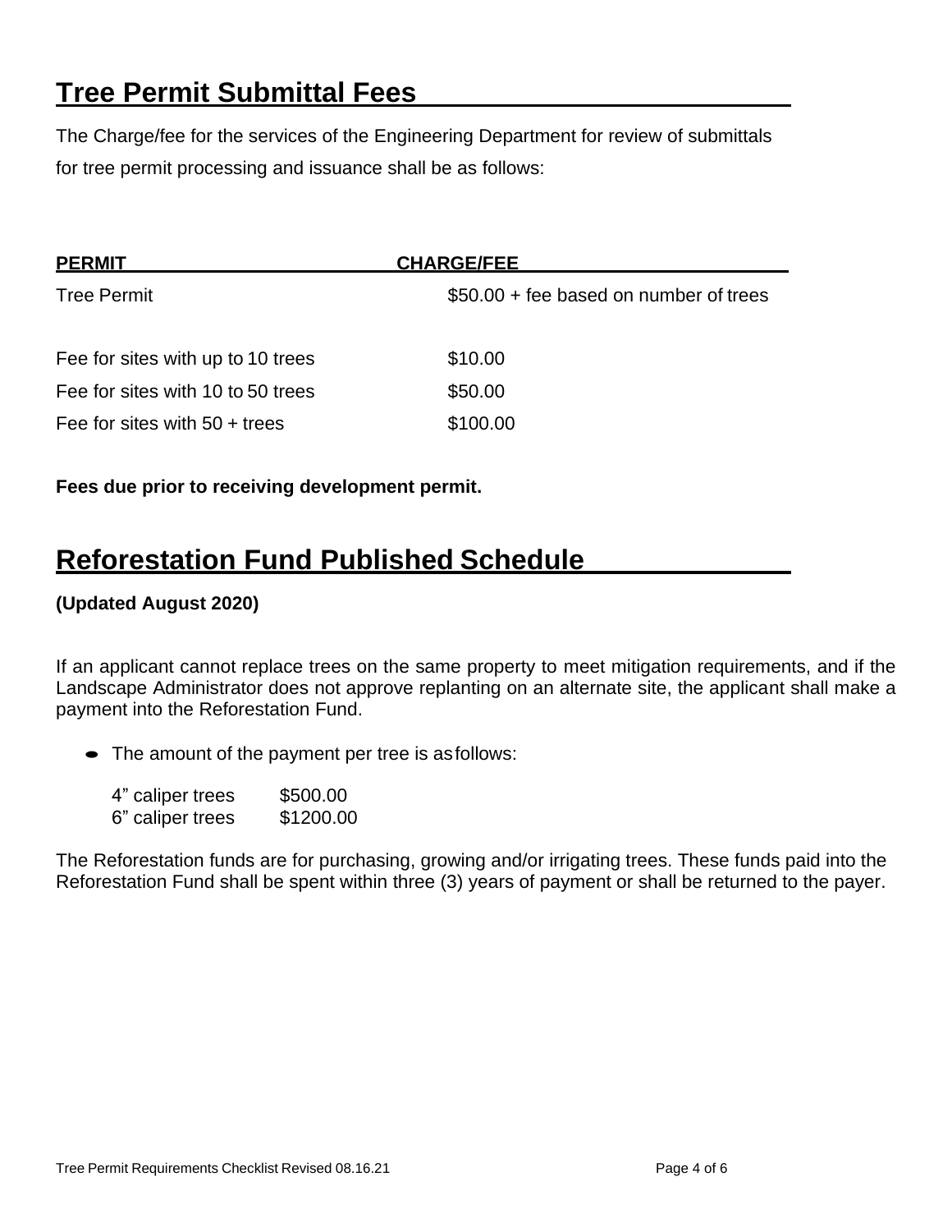# Tree Permit Submittal Fees

The Charge/fee for the services of the Engineering Department for review of submittals for tree permit processing and issuance shall be as follows:

| PERMIT | CHARGE/FEE |
|---|---|
| Tree Permit | $50.00 + fee based on number of trees |
| Fee for sites with up to 10 trees | $10.00 |
| Fee for sites with 10 to 50 trees | $50.00 |
| Fee for sites with 50 + trees | $100.00 |

**Fees due prior to receiving development permit.**

# Reforestation Fund Published Schedule

**(Updated August 2020)**

If an applicant cannot replace trees on the same property to meet mitigation requirements, and if the Landscape Administrator does not approve replanting on an alternate site, the applicant shall make a payment into the Reforestation Fund.

- The amount of the payment per tree is as follows:

| | |
|---|---|
| 4" caliper trees | $500.00 |
| 6" caliper trees | $1200.00 |

The Reforestation funds are for purchasing, growing and/or irrigating trees. These funds paid into the Reforestation Fund shall be spent within three (3) years of payment or shall be returned to the payer.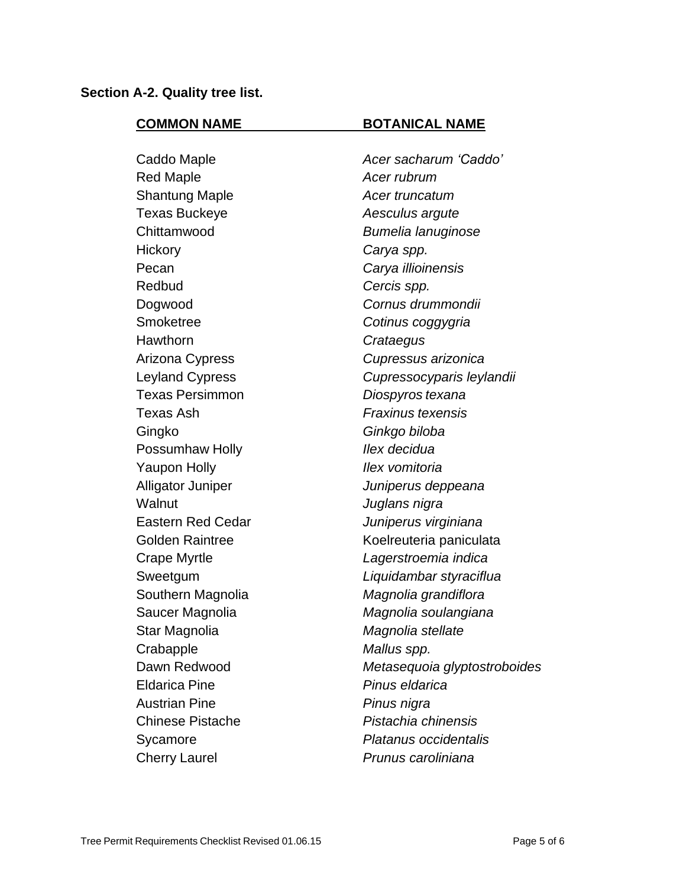**Section A-2. Quality tree list.**

| COMMON NAME | BOTANICAL NAME |
| --- | --- |
| Caddo Maple | *Acer sacharum 'Caddo'* |
| Red Maple | *Acer rubrum* |
| Shantung Maple | *Acer truncatum* |
| Texas Buckeye | *Aesculus argute* |
| Chittamwood | *Bumelia lanuginose* |
| Hickory | *Carya spp.* |
| Pecan | *Carya illioinensis* |
| Redbud | *Cercis spp.* |
| Dogwood | *Cornus drummondii* |
| Smoketree | *Cotinus coggygria* |
| Hawthorn | *Crataegus* |
| Arizona Cypress | *Cupressus arizonica* |
| Leyland Cypress | *Cupressocyparis leylandii* |
| Texas Persimmon | *Diospyros texana* |
| Texas Ash | *Fraxinus texensis* |
| Gingko | *Ginkgo biloba* |
| Possumhaw Holly | *Ilex decidua* |
| Yaupon Holly | *Ilex vomitoria* |
| Alligator Juniper | *Juniperus deppeana* |
| Walnut | *Juglans nigra* |
| Eastern Red Cedar | *Juniperus virginiana* |
| Golden Raintree | Koelreuteria paniculata |
| Crape Myrtle | *Lagerstroemia indica* |
| Sweetgum | *Liquidambar styraciflua* |
| Southern Magnolia | *Magnolia grandiflora* |
| Saucer Magnolia | *Magnolia soulangiana* |
| Star Magnolia | *Magnolia stellate* |
| Crabapple | *Mallus spp.* |
| Dawn Redwood | *Metasequoia glyptostroboides* |
| Eldarica Pine | *Pinus eldarica* |
| Austrian Pine | *Pinus nigra* |
| Chinese Pistache | *Pistachia chinensis* |
| Sycamore | *Platanus occidentalis* |
| Cherry Laurel | *Prunus caroliniana* |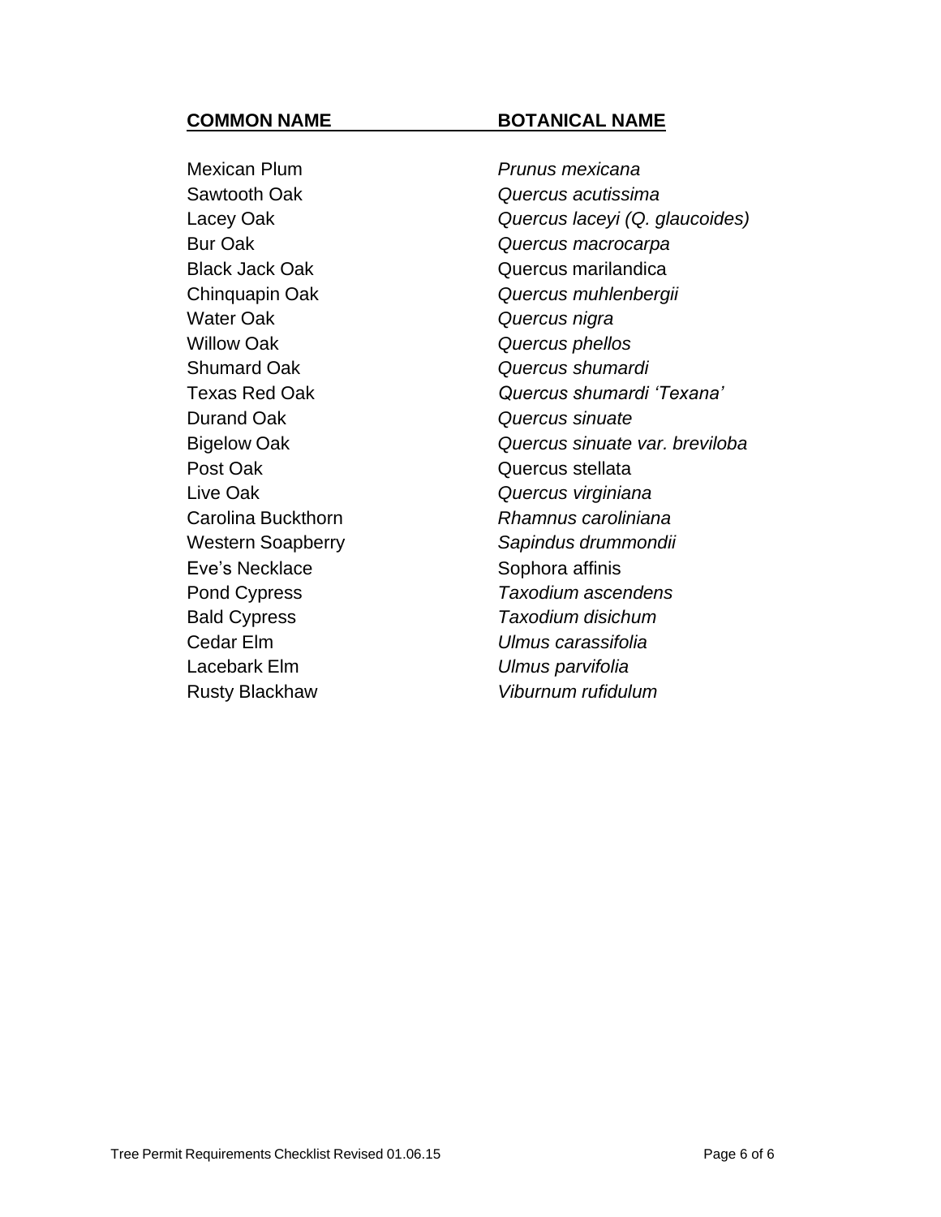| **COMMON NAME** | **BOTANICAL NAME** |
|---|---|
| Mexican Plum | *Prunus mexicana* |
| Sawtooth Oak | *Quercus acutissima* |
| Lacey Oak | *Quercus laceyi (Q. glaucoides)* |
| Bur Oak | *Quercus macrocarpa* |
| Black Jack Oak | Quercus marilandica |
| Chinquapin Oak | *Quercus muhlenbergii* |
| Water Oak | *Quercus nigra* |
| Willow Oak | *Quercus phellos* |
| Shumard Oak | *Quercus shumardi* |
| Texas Red Oak | *Quercus shumardi 'Texana'* |
| Durand Oak | *Quercus sinuate* |
| Bigelow Oak | *Quercus sinuate var. breviloba* |
| Post Oak | Quercus stellata |
| Live Oak | *Quercus virginiana* |
| Carolina Buckthorn | *Rhamnus caroliniana* |
| Western Soapberry | *Sapindus drummondii* |
| Eve's Necklace | Sophora affinis |
| Pond Cypress | *Taxodium ascendens* |
| Bald Cypress | *Taxodium disichum* |
| Cedar Elm | *Ulmus carassifolia* |
| Lacebark Elm | *Ulmus parvifolia* |
| Rusty Blackhaw | *Viburnum rufidulum* |